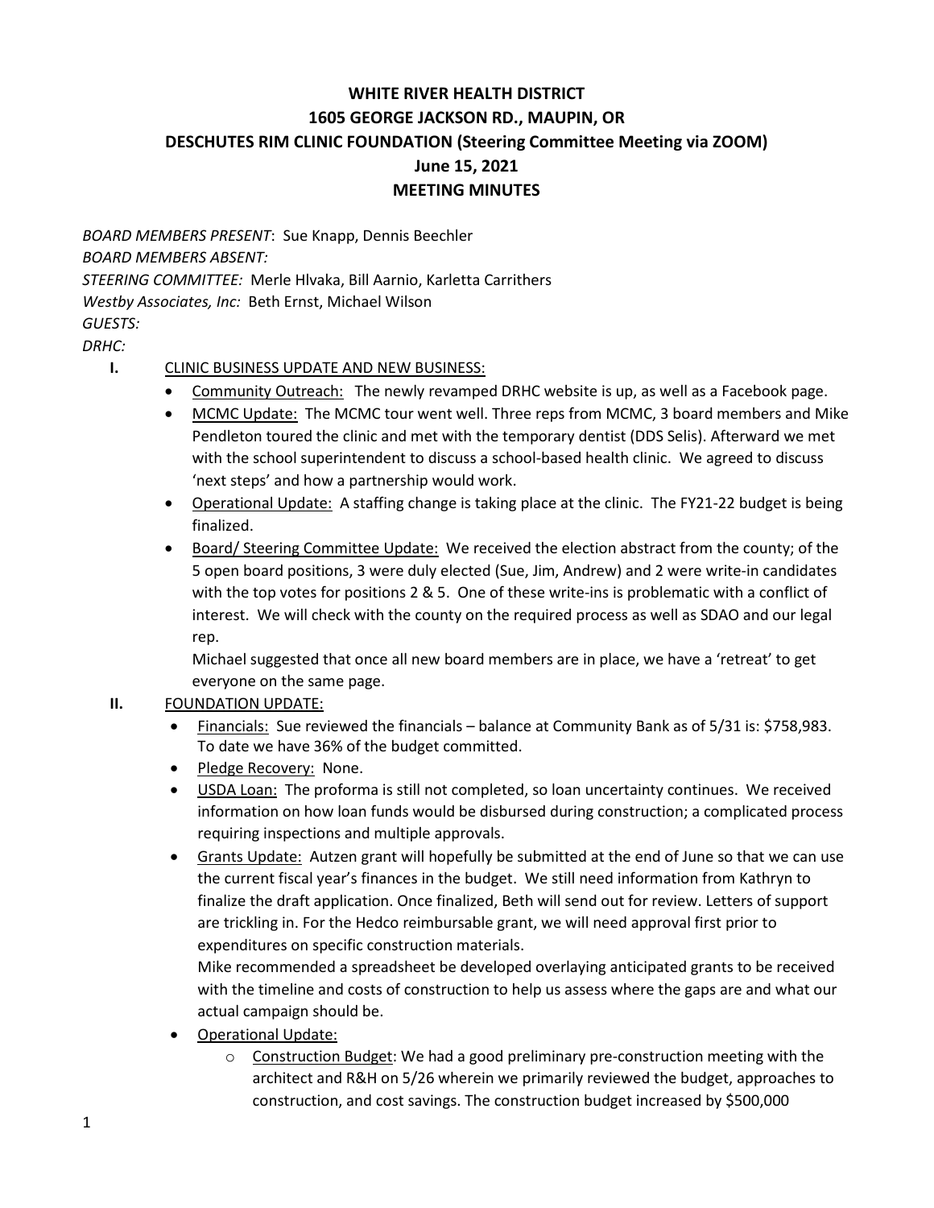**WHITE RIVER HEALTH DISTRICT**
**1605 GEORGE JACKSON RD., MAUPIN, OR**
**DESCHUTES RIM CLINIC FOUNDATION (Steering Committee Meeting via ZOOM)**
**June 15, 2021**
**MEETING MINUTES**

*BOARD MEMBERS PRESENT*: Sue Knapp, Dennis Beechler
*BOARD MEMBERS ABSENT:*
*STEERING COMMITTEE:* Merle Hlvaka, Bill Aarnio, Karletta Carrithers
*Westby Associates, Inc:* Beth Ernst, Michael Wilson
*GUESTS:*
*DRHC:*

**I.** CLINIC BUSINESS UPDATE AND NEW BUSINESS:

- Community Outreach: The newly revamped DRHC website is up, as well as a Facebook page.
- MCMC Update: The MCMC tour went well. Three reps from MCMC, 3 board members and Mike Pendleton toured the clinic and met with the temporary dentist (DDS Selis). Afterward we met with the school superintendent to discuss a school-based health clinic. We agreed to discuss 'next steps' and how a partnership would work.
- Operational Update: A staffing change is taking place at the clinic. The FY21-22 budget is being finalized.
- Board/ Steering Committee Update: We received the election abstract from the county; of the 5 open board positions, 3 were duly elected (Sue, Jim, Andrew) and 2 were write-in candidates with the top votes for positions 2 & 5. One of these write-ins is problematic with a conflict of interest. We will check with the county on the required process as well as SDAO and our legal rep.
  Michael suggested that once all new board members are in place, we have a 'retreat' to get everyone on the same page.

**II.** FOUNDATION UPDATE:

- Financials: Sue reviewed the financials – balance at Community Bank as of 5/31 is: $758,983. To date we have 36% of the budget committed.
- Pledge Recovery: None.
- USDA Loan: The proforma is still not completed, so loan uncertainty continues. We received information on how loan funds would be disbursed during construction; a complicated process requiring inspections and multiple approvals.
- Grants Update: Autzen grant will hopefully be submitted at the end of June so that we can use the current fiscal year's finances in the budget. We still need information from Kathryn to finalize the draft application. Once finalized, Beth will send out for review. Letters of support are trickling in. For the Hedco reimbursable grant, we will need approval first prior to expenditures on specific construction materials.
  Mike recommended a spreadsheet be developed overlaying anticipated grants to be received with the timeline and costs of construction to help us assess where the gaps are and what our actual campaign should be.
- Operational Update:
  - Construction Budget: We had a good preliminary pre-construction meeting with the architect and R&H on 5/26 wherein we primarily reviewed the budget, approaches to construction, and cost savings. The construction budget increased by $500,000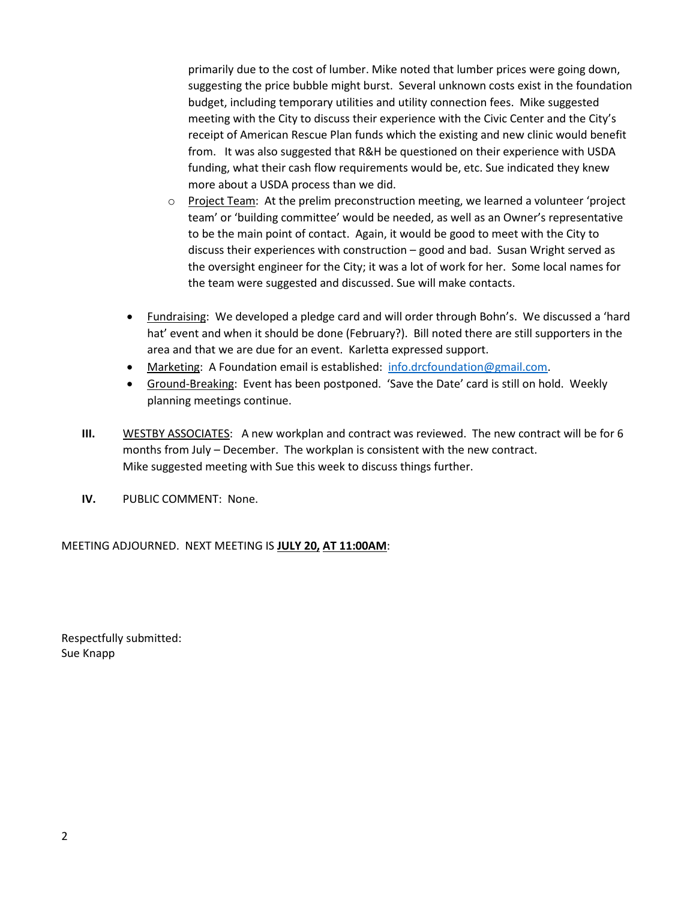primarily due to the cost of lumber. Mike noted that lumber prices were going down, suggesting the price bubble might burst. Several unknown costs exist in the foundation budget, including temporary utilities and utility connection fees. Mike suggested meeting with the City to discuss their experience with the Civic Center and the City's receipt of American Rescue Plan funds which the existing and new clinic would benefit from. It was also suggested that R&H be questioned on their experience with USDA funding, what their cash flow requirements would be, etc. Sue indicated they knew more about a USDA process than we did.

  - Project Team: At the prelim preconstruction meeting, we learned a volunteer 'project team' or 'building committee' would be needed, as well as an Owner's representative to be the main point of contact. Again, it would be good to meet with the City to discuss their experiences with construction – good and bad. Susan Wright served as the oversight engineer for the City; it was a lot of work for her. Some local names for the team were suggested and discussed. Sue will make contacts.

- Fundraising: We developed a pledge card and will order through Bohn's. We discussed a 'hard hat' event and when it should be done (February?). Bill noted there are still supporters in the area and that we are due for an event. Karletta expressed support.
- Marketing: A Foundation email is established: info.drcfoundation@gmail.com.
- Ground-Breaking: Event has been postponed. 'Save the Date' card is still on hold. Weekly planning meetings continue.

**III.** WESTBY ASSOCIATES: A new workplan and contract was reviewed. The new contract will be for 6 months from July – December. The workplan is consistent with the new contract. Mike suggested meeting with Sue this week to discuss things further.

**IV.** PUBLIC COMMENT: None.

MEETING ADJOURNED. NEXT MEETING IS **JULY 20, AT 11:00AM**:

Respectfully submitted:
Sue Knapp